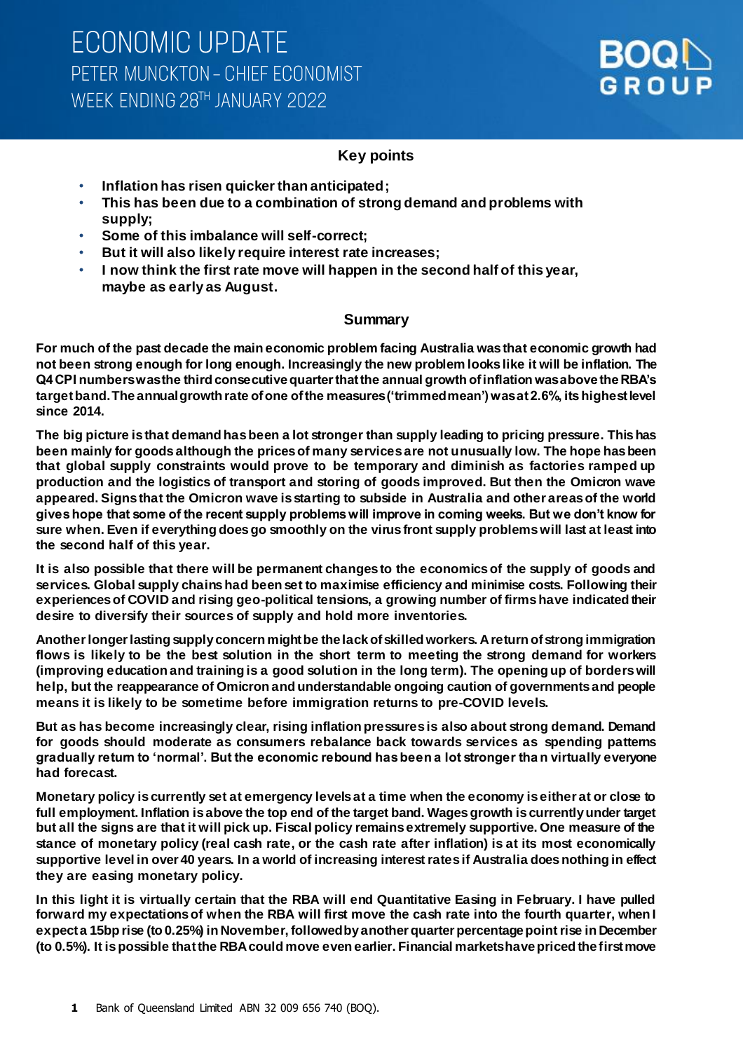# ECONOMIC UPDATE

## PETER MUNCKTON – CHIEF ECONOMIST

## WEEK ENDING 28TH JANUARY 2022

### Key points

- **Inflation has risen quicker than anticipated;**
- **This has been due to a combination of strong demand and problems with supply;**
- **Some of this imbalance will self-correct;**
- **But it will also likely require interest rate increases;**
- **I now think the first rate move will happen in the second half of this year, maybe as early as August.**

### Summary

**For much of the past decade the main economic problem facing Australia was that economic growth had not been strong enough for long enough. Increasingly the new problem looks like it will be inflation. The Q4 CPI numbers was the third consecutive quarter that the annual growth of inflation was above the RBA's target band. The annual growth rate of one of the measures ('trimmed mean') was at 2.6%, its highest level since 2014.**

**The big picture is that demand has been a lot stronger than supply leading to pricing pressure. This has been mainly for goods although the prices of many services are not unusually low. The hope has been that global supply constraints would prove to be temporary and diminish as factories ramped up production and the logistics of transport and storing of goods improved. But then the Omicron wave appeared. Signs that the Omicron wave is starting to subside in Australia and other areas of the world gives hope that some of the recent supply problems will improve in coming weeks. But we don't know for sure when. Even if everything does go smoothly on the virus front supply problems will last at least into the second half of this year.**

**It is also possible that there will be permanent changes to the economics of the supply of goods and services. Global supply chains had been set to maximise efficiency and minimise costs. Following their experiences of COVID and rising geo-political tensions, a growing number of firms have indicated their desire to diversify their sources of supply and hold more inventories.**

**Another longer lasting supply concern might be the lack of skilled workers. A return of strong immigration flows is likely to be the best solution in the short term to meeting the strong demand for workers (improving education and training is a good solution in the long term). The opening up of borders will help, but the reappearance of Omicron and understandable ongoing caution of governments and people means it is likely to be sometime before immigration returns to pre-COVID levels.**

**But as has become increasingly clear, rising inflation pressures is also about strong demand. Demand for goods should moderate as consumers rebalance back towards services as spending patterns gradually return to 'normal'. But the economic rebound has been a lot stronger than virtually everyone had forecast.**

**Monetary policy is currently set at emergency levels at a time when the economy is either at or close to full employment. Inflation is above the top end of the target band. Wages growth is currently under target but all the signs are that it will pick up. Fiscal policy remains extremely supportive. One measure of the stance of monetary policy (real cash rate, or the cash rate after inflation) is at its most economically supportive level in over 40 years. In a world of increasing interest rates if Australia does nothing in effect they are easing monetary policy.**

**In this light it is virtually certain that the RBA will end Quantitative Easing in February. I have pulled forward my expectations of when the RBA will first move the cash rate into the fourth quarter, when I expect a 15bp rise (to 0.25%) in November, followed by another quarter percentage point rise in December (to 0.5%). It is possible that the RBA could move even earlier. Financial markets have priced the first move**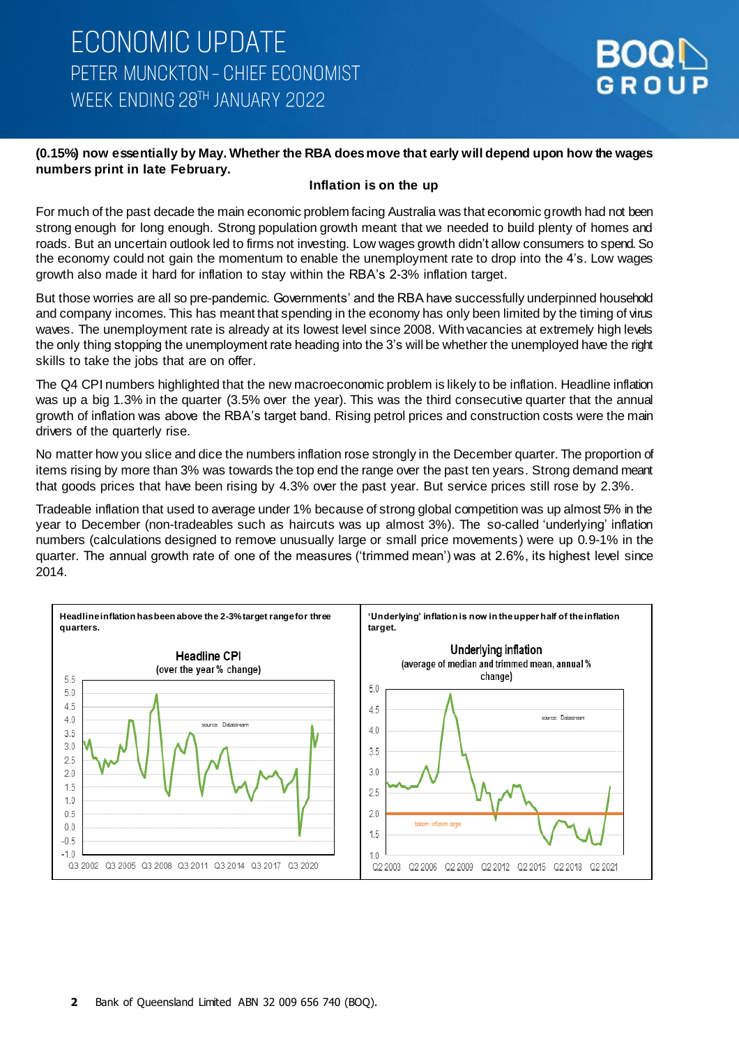**(0.15%) now essentially by May. Whether the RBA does move that early will depend upon how the wages numbers print in late February.**

**Inflation is on the up**

For much of the past decade the main economic problem facing Australia was that economic growth had not been strong enough for long enough. Strong population growth meant that we needed to build plenty of homes and roads. But an uncertain outlook led to firms not investing. Low wages growth didn't allow consumers to spend. So the economy could not gain the momentum to enable the unemployment rate to drop into the 4's. Low wages growth also made it hard for inflation to stay within the RBA's 2-3% inflation target.

But those worries are all so pre-pandemic. Governments' and the RBA have successfully underpinned household and company incomes. This has meant that spending in the economy has only been limited by the timing of virus waves. The unemployment rate is already at its lowest level since 2008. With vacancies at extremely high levels the only thing stopping the unemployment rate heading into the 3's will be whether the unemployed have the right skills to take the jobs that are on offer.

The Q4 CPI numbers highlighted that the new macroeconomic problem is likely to be inflation. Headline inflation was up a big 1.3% in the quarter (3.5% over the year). This was the third consecutive quarter that the annual growth of inflation was above the RBA's target band. Rising petrol prices and construction costs were the main drivers of the quarterly rise.

No matter how you slice and dice the numbers inflation rose strongly in the December quarter. The proportion of items rising by more than 3% was towards the top end the range over the past ten years. Strong demand meant that goods prices that have been rising by 4.3% over the past year. But service prices still rose by 2.3%.

Tradeable inflation that used to average under 1% because of strong global competition was up almost 5% in the year to December (non-tradeables such as haircuts was up almost 3%). The so-called 'underlying' inflation numbers (calculations designed to remove unusually large or small price movements) were up 0.9-1% in the quarter. The annual growth rate of one of the measures ('trimmed mean') was at 2.6%, its highest level since 2014.

**Headline inflation has been above the 2-3% target range for three quarters.**

**'Underlying' inflation is now in the upper half of the inflation target.**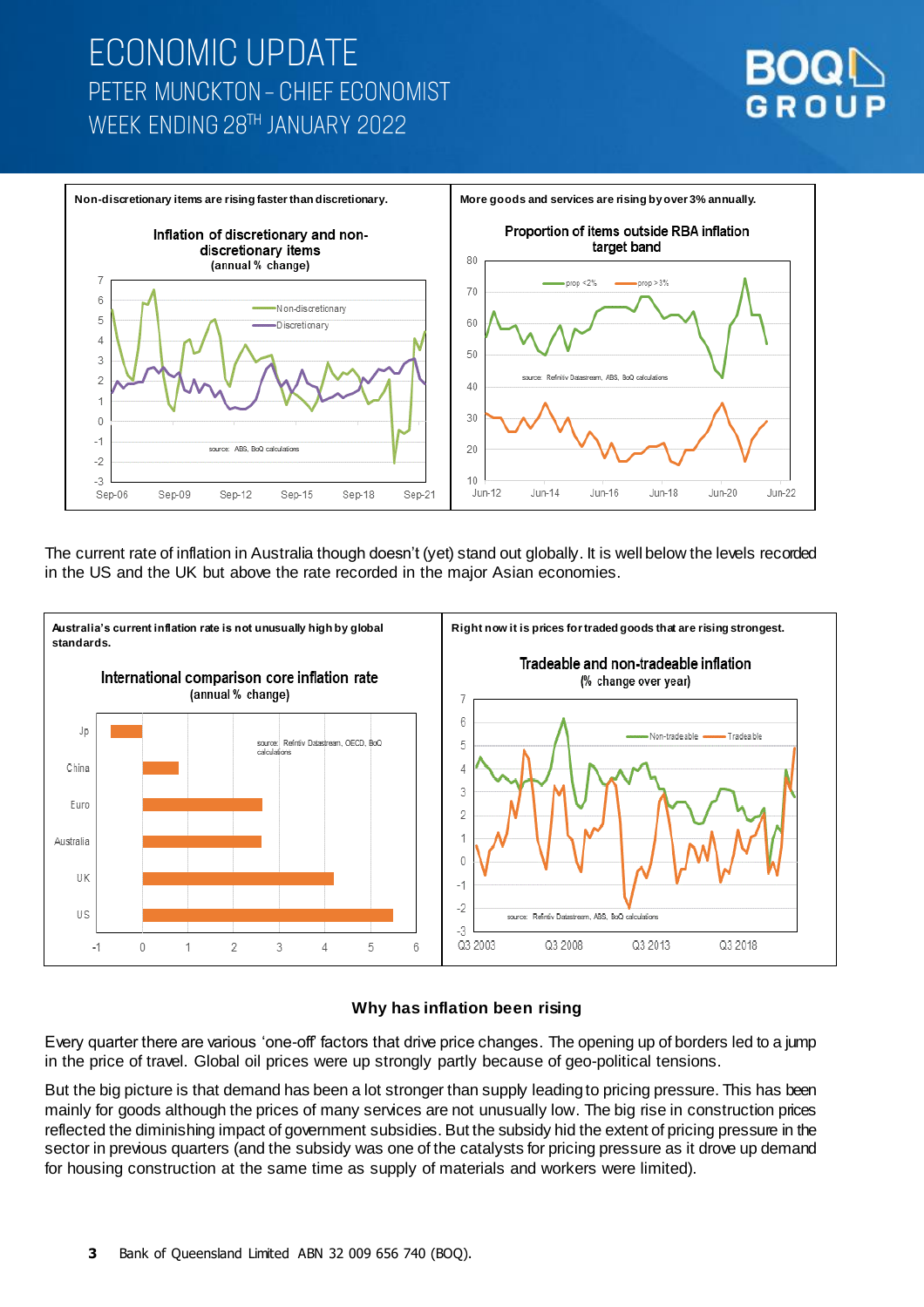Non-discretionary items are rising faster than discretionary.

More goods and services are rising by over 3% annually.

The current rate of inflation in Australia though doesn't (yet) stand out globally. It is well below the levels recorded in the US and the UK but above the rate recorded in the major Asian economies.

Australia's current inflation rate is not unusually high by global standards.

Right now it is prices for traded goods that are rising strongest.

## Why has inflation been rising

Every quarter there are various 'one-off' factors that drive price changes. The opening up of borders led to a jump in the price of travel. Global oil prices were up strongly partly because of geo-political tensions.

But the big picture is that demand has been a lot stronger than supply leading to pricing pressure. This has been mainly for goods although the prices of many services are not unusually low. The big rise in construction prices reflected the diminishing impact of government subsidies. But the subsidy hid the extent of pricing pressure in the sector in previous quarters (and the subsidy was one of the catalysts for pricing pressure as it drove up demand for housing construction at the same time as supply of materials and workers were limited).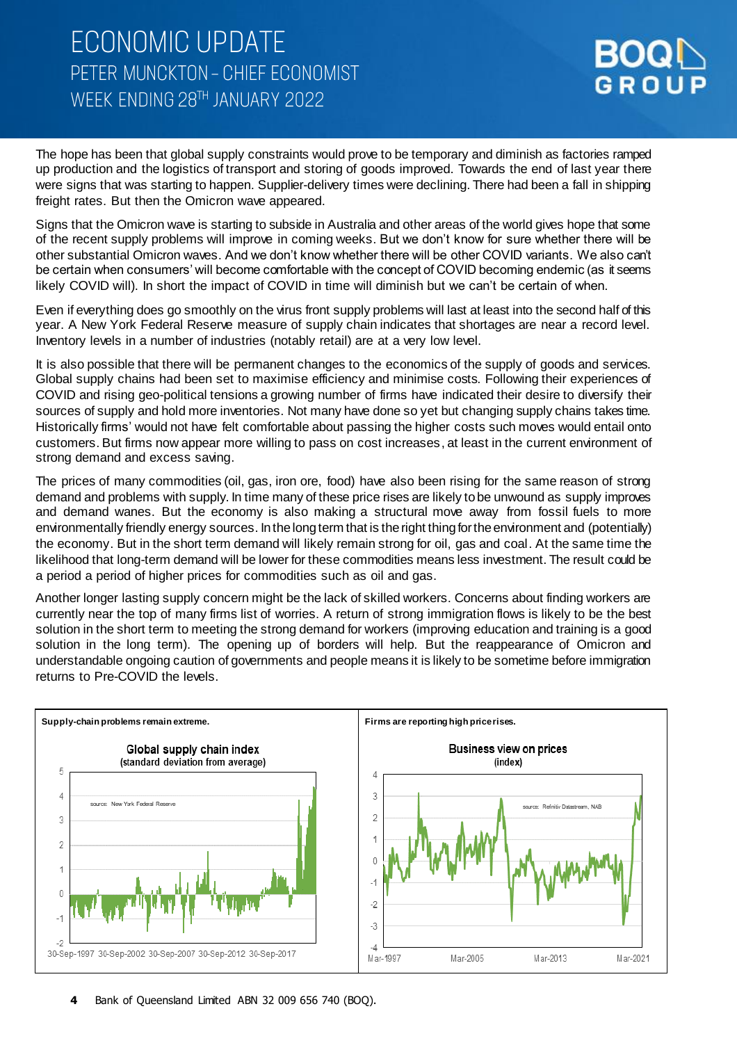# ECONOMIC UPDATE
## PETER MUNCKTON – CHIEF ECONOMIST
## WEEK ENDING 28TH JANUARY 2022

The hope has been that global supply constraints would prove to be temporary and diminish as factories ramped up production and the logistics of transport and storing of goods improved. Towards the end of last year there were signs that was starting to happen. Supplier-delivery times were declining. There had been a fall in shipping freight rates. But then the Omicron wave appeared.

Signs that the Omicron wave is starting to subside in Australia and other areas of the world gives hope that some of the recent supply problems will improve in coming weeks. But we don't know for sure whether there will be other substantial Omicron waves. And we don't know whether there will be other COVID variants. We also can't be certain when consumers' will become comfortable with the concept of COVID becoming endemic (as it seems likely COVID will). In short the impact of COVID in time will diminish but we can't be certain of when.

Even if everything does go smoothly on the virus front supply problems will last at least into the second half of this year. A New York Federal Reserve measure of supply chain indicates that shortages are near a record level. Inventory levels in a number of industries (notably retail) are at a very low level.

It is also possible that there will be permanent changes to the economics of the supply of goods and services. Global supply chains had been set to maximise efficiency and minimise costs. Following their experiences of COVID and rising geo-political tensions a growing number of firms have indicated their desire to diversify their sources of supply and hold more inventories. Not many have done so yet but changing supply chains takes time. Historically firms' would not have felt comfortable about passing the higher costs such moves would entail onto customers. But firms now appear more willing to pass on cost increases, at least in the current environment of strong demand and excess saving.

The prices of many commodities (oil, gas, iron ore, food) have also been rising for the same reason of strong demand and problems with supply. In time many of these price rises are likely to be unwound as supply improves and demand wanes. But the economy is also making a structural move away from fossil fuels to more environmentally friendly energy sources. In the long term that is the right thing for the environment and (potentially) the economy. But in the short term demand will likely remain strong for oil, gas and coal. At the same time the likelihood that long-term demand will be lower for these commodities means less investment. The result could be a period a period of higher prices for commodities such as oil and gas.

Another longer lasting supply concern might be the lack of skilled workers. Concerns about finding workers are currently near the top of many firms list of worries. A return of strong immigration flows is likely to be the best solution in the short term to meeting the strong demand for workers (improving education and training is a good solution in the long term). The opening up of borders will help. But the reappearance of Omicron and understandable ongoing caution of governments and people means it is likely to be sometime before immigration returns to Pre-COVID the levels.

**Supply-chain problems remain extreme.**

Global supply chain index (standard deviation from average)

source: New York Federal Reserve

**Firms are reporting high price rises.**

Business view on prices (index)

source: Refinitiv Datastream, NAB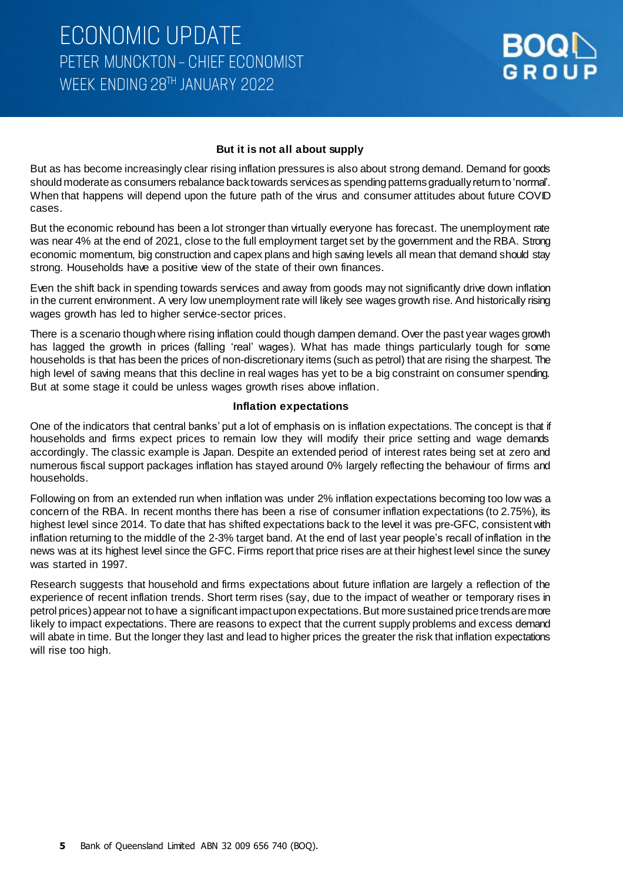### But it is not all about supply

But as has become increasingly clear rising inflation pressures is also about strong demand. Demand for goods should moderate as consumers rebalance back towards services as spending patterns gradually return to 'normal'. When that happens will depend upon the future path of the virus and consumer attitudes about future COVID cases.

But the economic rebound has been a lot stronger than virtually everyone has forecast. The unemployment rate was near 4% at the end of 2021, close to the full employment target set by the government and the RBA. Strong economic momentum, big construction and capex plans and high saving levels all mean that demand should stay strong. Households have a positive view of the state of their own finances.

Even the shift back in spending towards services and away from goods may not significantly drive down inflation in the current environment. A very low unemployment rate will likely see wages growth rise. And historically rising wages growth has led to higher service-sector prices.

There is a scenario though where rising inflation could though dampen demand. Over the past year wages growth has lagged the growth in prices (falling 'real' wages). What has made things particularly tough for some households is that has been the prices of non-discretionary items (such as petrol) that are rising the sharpest. The high level of saving means that this decline in real wages has yet to be a big constraint on consumer spending. But at some stage it could be unless wages growth rises above inflation.

### Inflation expectations

One of the indicators that central banks' put a lot of emphasis on is inflation expectations. The concept is that if households and firms expect prices to remain low they will modify their price setting and wage demands accordingly. The classic example is Japan. Despite an extended period of interest rates being set at zero and numerous fiscal support packages inflation has stayed around 0% largely reflecting the behaviour of firms and households.

Following on from an extended run when inflation was under 2% inflation expectations becoming too low was a concern of the RBA. In recent months there has been a rise of consumer inflation expectations (to 2.75%), its highest level since 2014. To date that has shifted expectations back to the level it was pre-GFC, consistent with inflation returning to the middle of the 2-3% target band. At the end of last year people's recall of inflation in the news was at its highest level since the GFC. Firms report that price rises are at their highest level since the survey was started in 1997.

Research suggests that household and firms expectations about future inflation are largely a reflection of the experience of recent inflation trends. Short term rises (say, due to the impact of weather or temporary rises in petrol prices) appear not to have a significant impact upon expectations. But more sustained price trends are more likely to impact expectations. There are reasons to expect that the current supply problems and excess demand will abate in time. But the longer they last and lead to higher prices the greater the risk that inflation expectations will rise too high.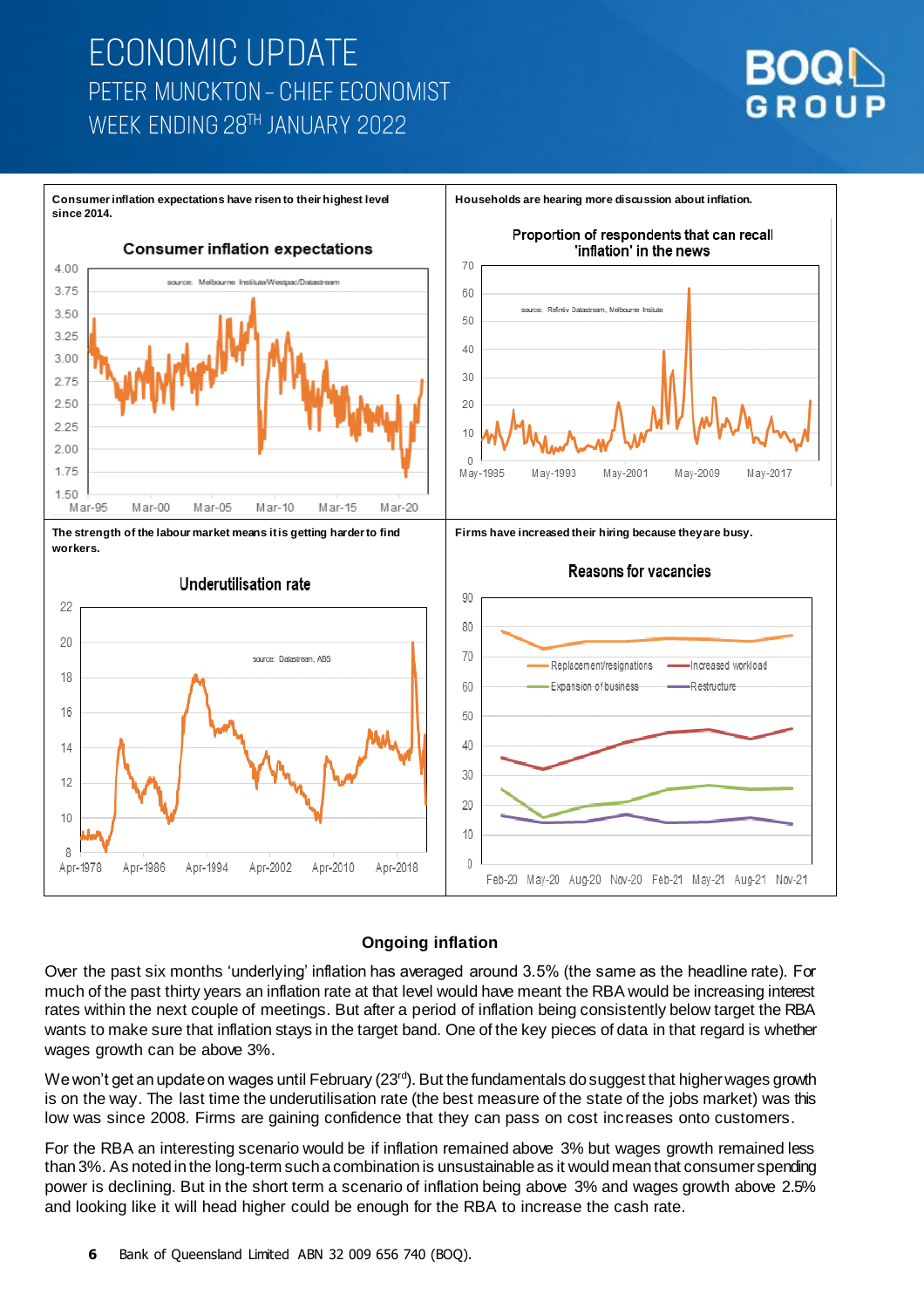Consumer inflation expectations have risen to their highest level since 2014.

Households are hearing more discussion about inflation.

The strength of the labour market means it is getting harder to find workers.

Firms have increased their hiring because they are busy.

### Ongoing inflation

Over the past six months 'underlying' inflation has averaged around 3.5% (the same as the headline rate). For much of the past thirty years an inflation rate at that level would have meant the RBA would be increasing interest rates within the next couple of meetings. But after a period of inflation being consistently below target the RBA wants to make sure that inflation stays in the target band. One of the key pieces of data in that regard is whether wages growth can be above 3%.

We won't get an update on wages until February (23rd). But the fundamentals do suggest that higher wages growth is on the way. The last time the underutilisation rate (the best measure of the state of the jobs market) was this low was since 2008. Firms are gaining confidence that they can pass on cost increases onto customers.

For the RBA an interesting scenario would be if inflation remained above 3% but wages growth remained less than 3%. As noted in the long-term such a combination is unsustainable as it would mean that consumer spending power is declining. But in the short term a scenario of inflation being above 3% and wages growth above 2.5% and looking like it will head higher could be enough for the RBA to increase the cash rate.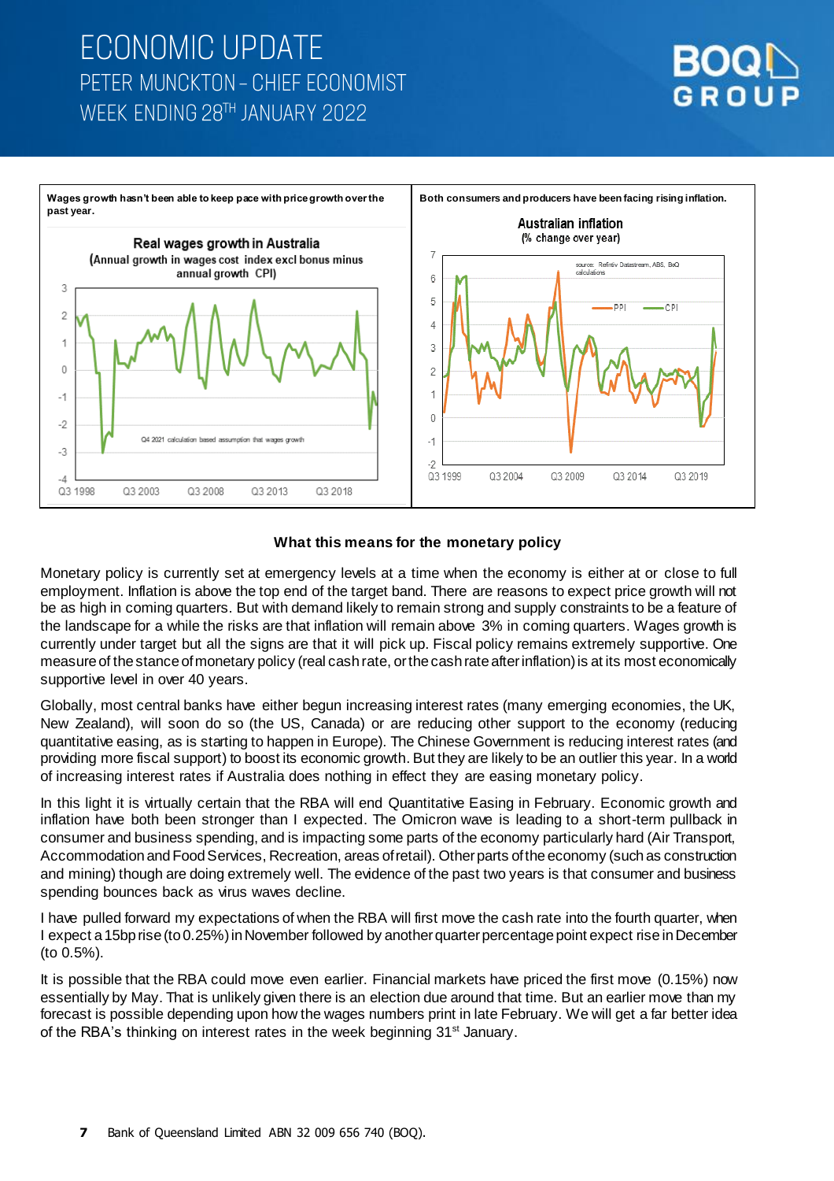# ECONOMIC UPDATE

## PETER MUNCKTON – CHIEF ECONOMIST

## WEEK ENDING 28TH JANUARY 2022

Wages growth hasn't been able to keep pace with price growth over the past year.

Both consumers and producers have been facing rising inflation.

### What this means for the monetary policy

Monetary policy is currently set at emergency levels at a time when the economy is either at or close to full employment. Inflation is above the top end of the target band. There are reasons to expect price growth will not be as high in coming quarters. But with demand likely to remain strong and supply constraints to be a feature of the landscape for a while the risks are that inflation will remain above 3% in coming quarters. Wages growth is currently under target but all the signs are that it will pick up. Fiscal policy remains extremely supportive. One measure of the stance of monetary policy (real cash rate, or the cash rate after inflation) is at its most economically supportive level in over 40 years.

Globally, most central banks have either begun increasing interest rates (many emerging economies, the UK, New Zealand), will soon do so (the US, Canada) or are reducing other support to the economy (reducing quantitative easing, as is starting to happen in Europe). The Chinese Government is reducing interest rates (and providing more fiscal support) to boost its economic growth. But they are likely to be an outlier this year. In a world of increasing interest rates if Australia does nothing in effect they are easing monetary policy.

In this light it is virtually certain that the RBA will end Quantitative Easing in February. Economic growth and inflation have both been stronger than I expected. The Omicron wave is leading to a short-term pullback in consumer and business spending, and is impacting some parts of the economy particularly hard (Air Transport, Accommodation and Food Services, Recreation, areas of retail). Other parts of the economy (such as construction and mining) though are doing extremely well. The evidence of the past two years is that consumer and business spending bounces back as virus waves decline.

I have pulled forward my expectations of when the RBA will first move the cash rate into the fourth quarter, when I expect a 15bp rise (to 0.25%) in November followed by another quarter percentage point expect rise in December (to 0.5%).

It is possible that the RBA could move even earlier. Financial markets have priced the first move (0.15%) now essentially by May. That is unlikely given there is an election due around that time. But an earlier move than my forecast is possible depending upon how the wages numbers print in late February. We will get a far better idea of the RBA's thinking on interest rates in the week beginning 31st January.

Bank of Queensland Limited ABN 32 009 656 740 (BOQ).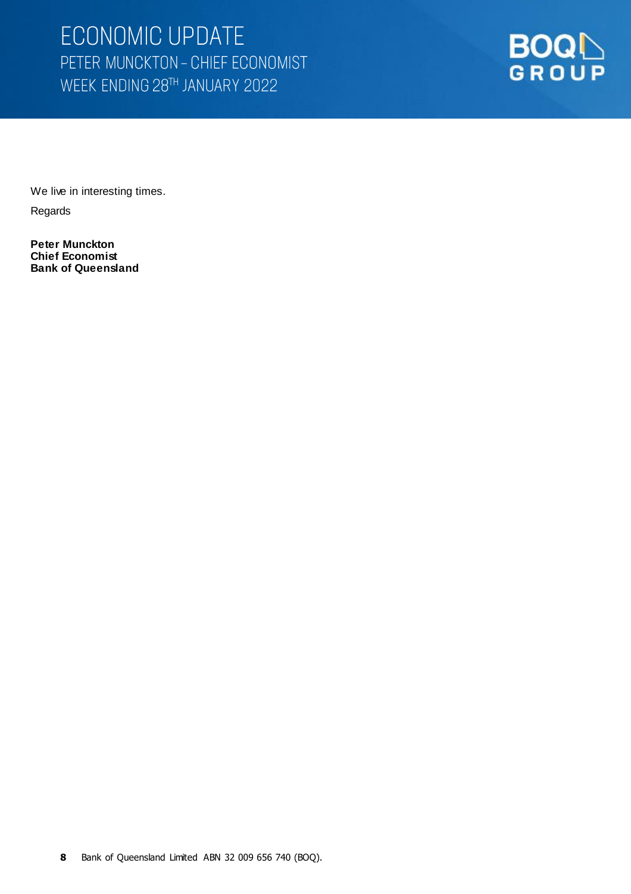We live in interesting times.

Regards

**Peter Munckton**
**Chief Economist**
**Bank of Queensland**